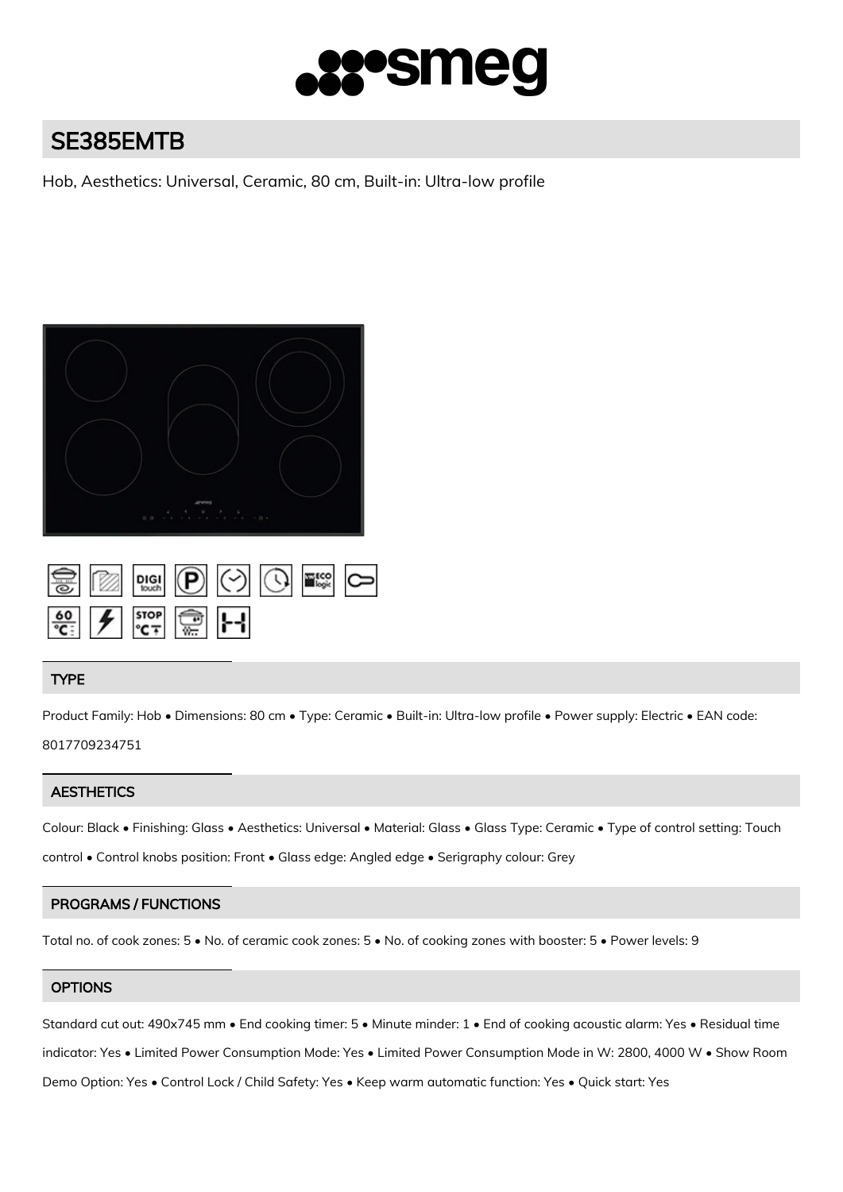# SE385EMTB

Hob, Aesthetics: Universal, Ceramic, 80 cm, Built-in: Ultra-low profile

## TYPE

Product Family: Hob • Dimensions: 80 cm • Type: Ceramic • Built-in: Ultra-low profile • Power supply: Electric • EAN code: 8017709234751

## AESTHETICS

Colour: Black • Finishing: Glass • Aesthetics: Universal • Material: Glass • Glass Type: Ceramic • Type of control setting: Touch control • Control knobs position: Front • Glass edge: Angled edge • Serigraphy colour: Grey

## PROGRAMS / FUNCTIONS

Total no. of cook zones: 5 • No. of ceramic cook zones: 5 • No. of cooking zones with booster: 5 • Power levels: 9

## OPTIONS

Standard cut out: 490x745 mm • End cooking timer: 5 • Minute minder: 1 • End of cooking acoustic alarm: Yes • Residual time indicator: Yes • Limited Power Consumption Mode: Yes • Limited Power Consumption Mode in W: 2800, 4000 W • Show Room Demo Option: Yes • Control Lock / Child Safety: Yes • Keep warm automatic function: Yes • Quick start: Yes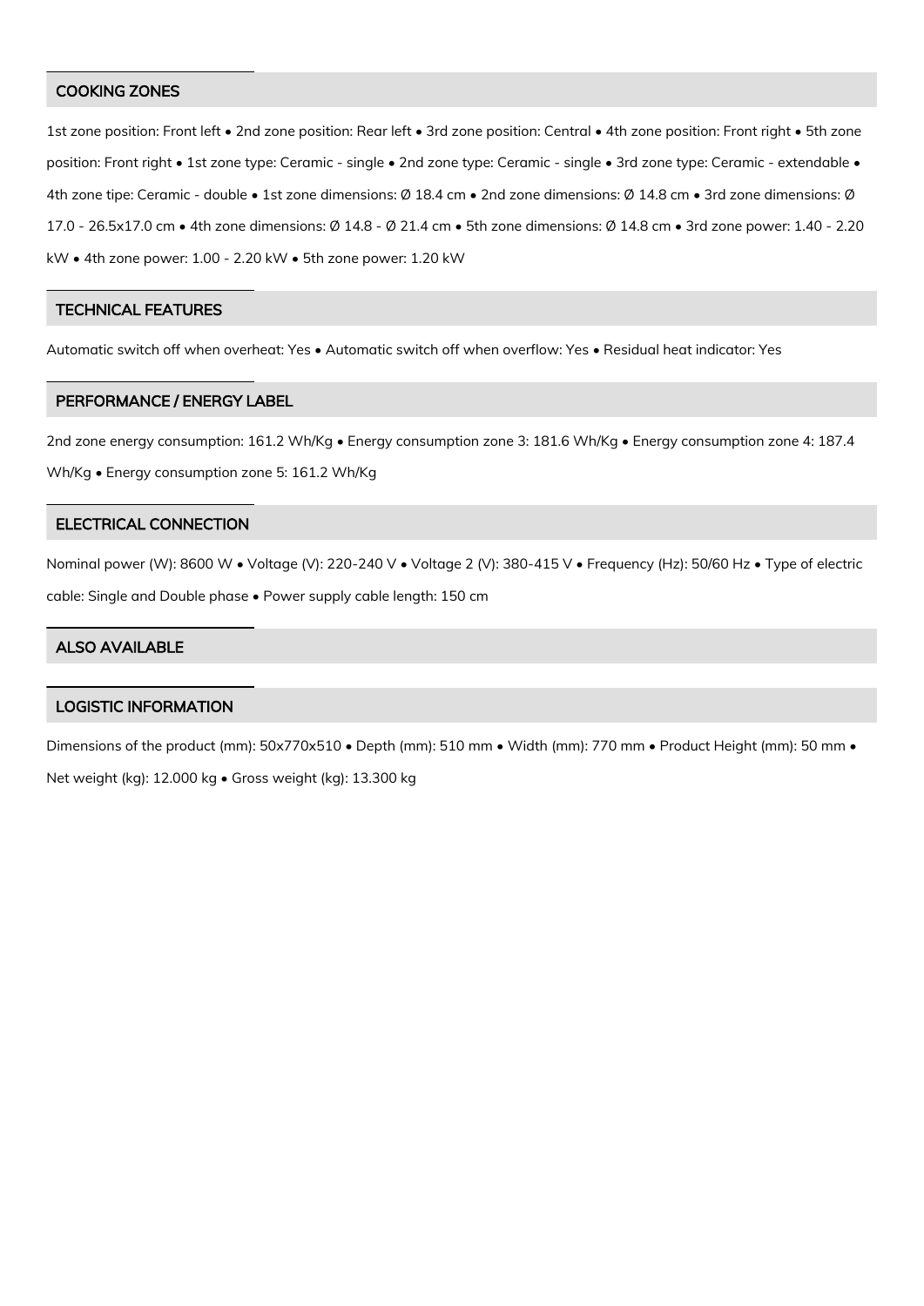## COOKING ZONES

1st zone position: Front left • 2nd zone position: Rear left • 3rd zone position: Central • 4th zone position: Front right • 5th zone position: Front right • 1st zone type: Ceramic - single • 2nd zone type: Ceramic - single • 3rd zone type: Ceramic - extendable • 4th zone tipe: Ceramic - double • 1st zone dimensions: Ø 18.4 cm • 2nd zone dimensions: Ø 14.8 cm • 3rd zone dimensions: Ø 17.0 - 26.5x17.0 cm • 4th zone dimensions: Ø 14.8 - Ø 21.4 cm • 5th zone dimensions: Ø 14.8 cm • 3rd zone power: 1.40 - 2.20 kW • 4th zone power: 1.00 - 2.20 kW • 5th zone power: 1.20 kW

## TECHNICAL FEATURES

Automatic switch off when overheat: Yes • Automatic switch off when overflow: Yes • Residual heat indicator: Yes

## PERFORMANCE / ENERGY LABEL

2nd zone energy consumption: 161.2 Wh/Kg • Energy consumption zone 3: 181.6 Wh/Kg • Energy consumption zone 4: 187.4 Wh/Kg • Energy consumption zone 5: 161.2 Wh/Kg

## ELECTRICAL CONNECTION

Nominal power (W): 8600 W • Voltage (V): 220-240 V • Voltage 2 (V): 380-415 V • Frequency (Hz): 50/60 Hz • Type of electric cable: Single and Double phase • Power supply cable length: 150 cm

## ALSO AVAILABLE

## LOGISTIC INFORMATION

Dimensions of the product (mm): 50x770x510 • Depth (mm): 510 mm • Width (mm): 770 mm • Product Height (mm): 50 mm • Net weight (kg): 12.000 kg • Gross weight (kg): 13.300 kg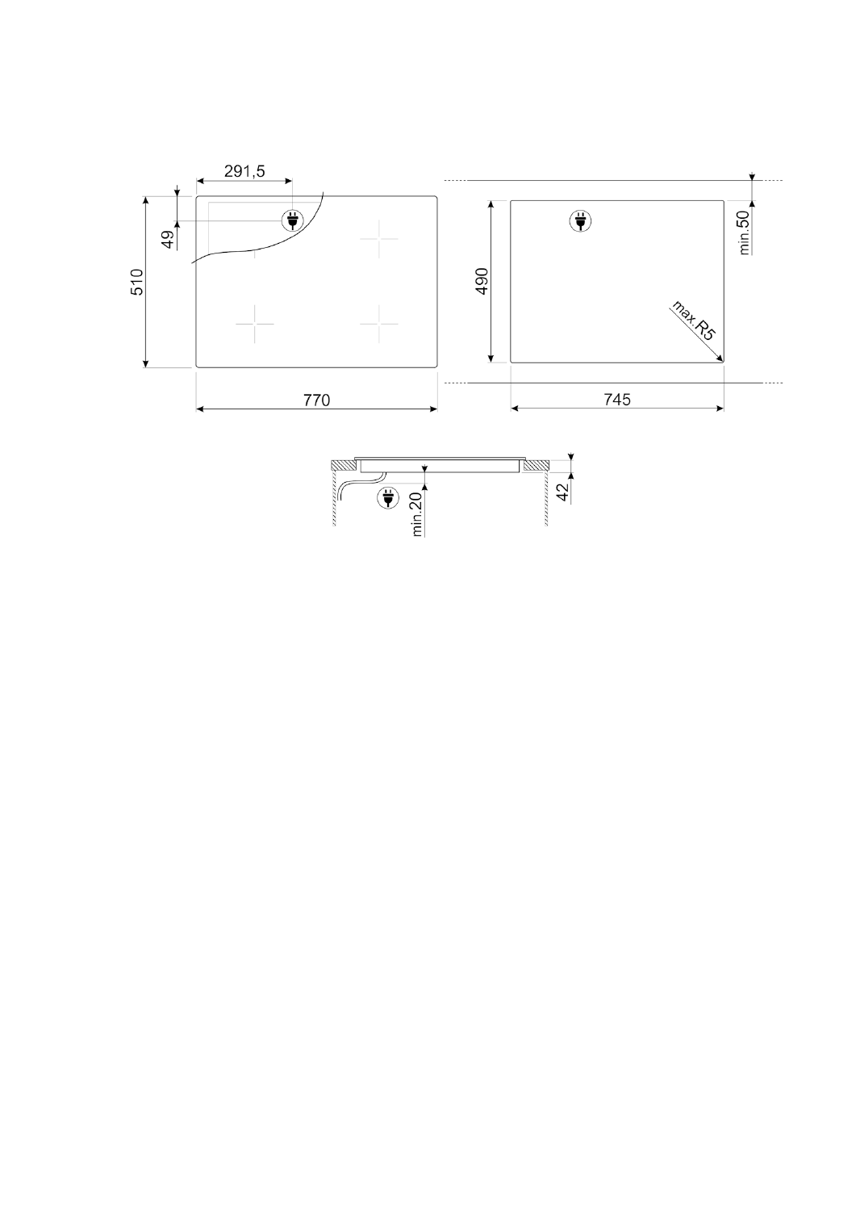291,5

49

510

770

490

min.50

max.R5

745

min.20

42